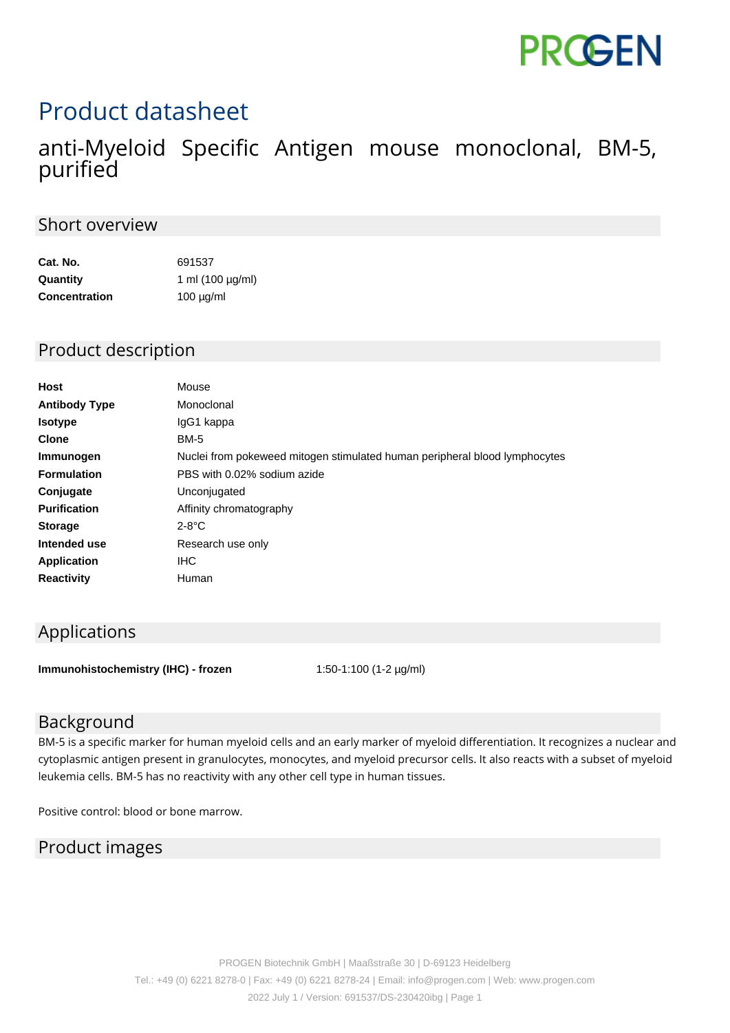# Product datasheet

## anti-Myeloid Specific Antigen mouse monoclonal, BM-5, purified

## Short overview

| | |
|---|---|
| **Cat. No.** | 691537 |
| **Quantity** | 1 ml (100 µg/ml) |
| **Concentration** | 100 µg/ml |

## Product description

| | |
|---|---|
| **Host** | Mouse |
| **Antibody Type** | Monoclonal |
| **Isotype** | IgG1 kappa |
| **Clone** | BM-5 |
| **Immunogen** | Nuclei from pokeweed mitogen stimulated human peripheral blood lymphocytes |
| **Formulation** | PBS with 0.02% sodium azide |
| **Conjugate** | Unconjugated |
| **Purification** | Affinity chromatography |
| **Storage** | 2-8°C |
| **Intended use** | Research use only |
| **Application** | IHC |
| **Reactivity** | Human |

## Applications

| | |
|---|---|
| **Immunohistochemistry (IHC) - frozen** | 1:50-1:100 (1-2 µg/ml) |

## Background

BM-5 is a specific marker for human myeloid cells and an early marker of myeloid differentiation. It recognizes a nuclear and cytoplasmic antigen present in granulocytes, monocytes, and myeloid precursor cells. It also reacts with a subset of myeloid leukemia cells. BM-5 has no reactivity with any other cell type in human tissues.

Positive control: blood or bone marrow.

## Product images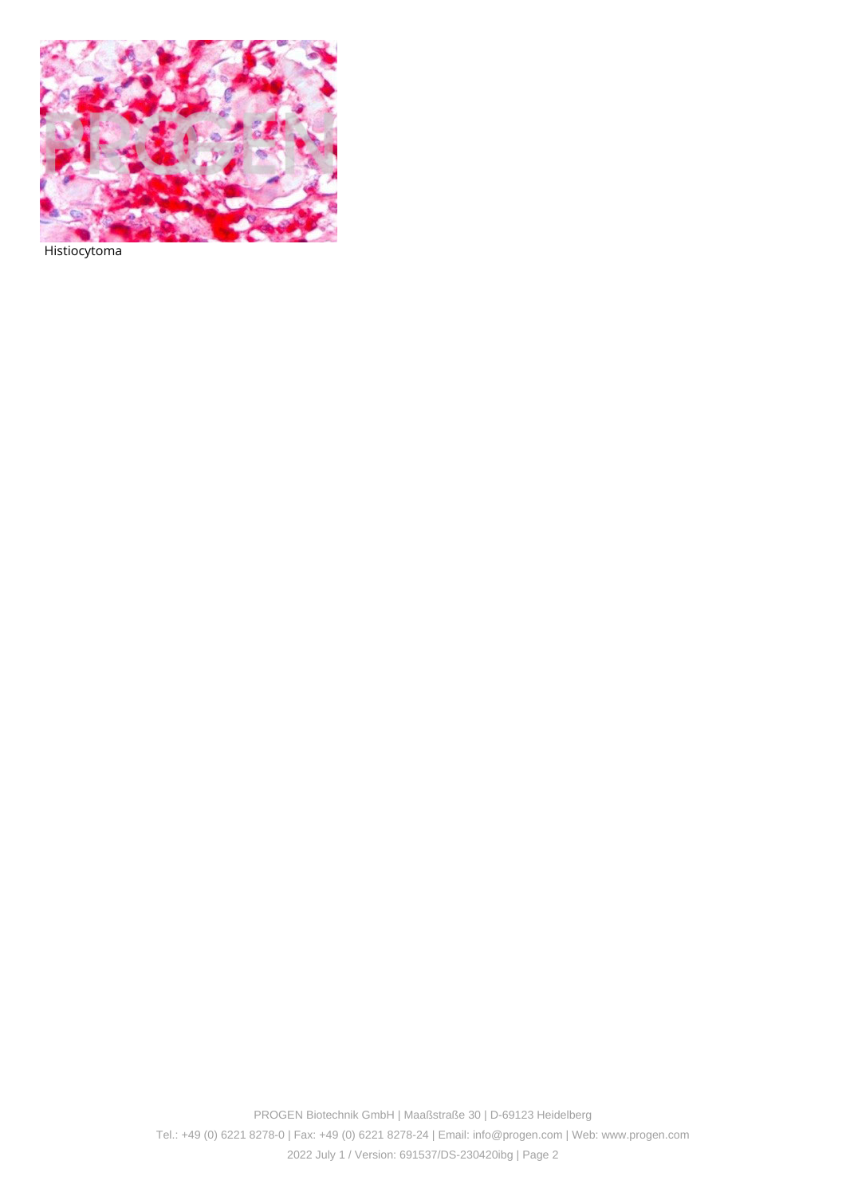Histiocytoma